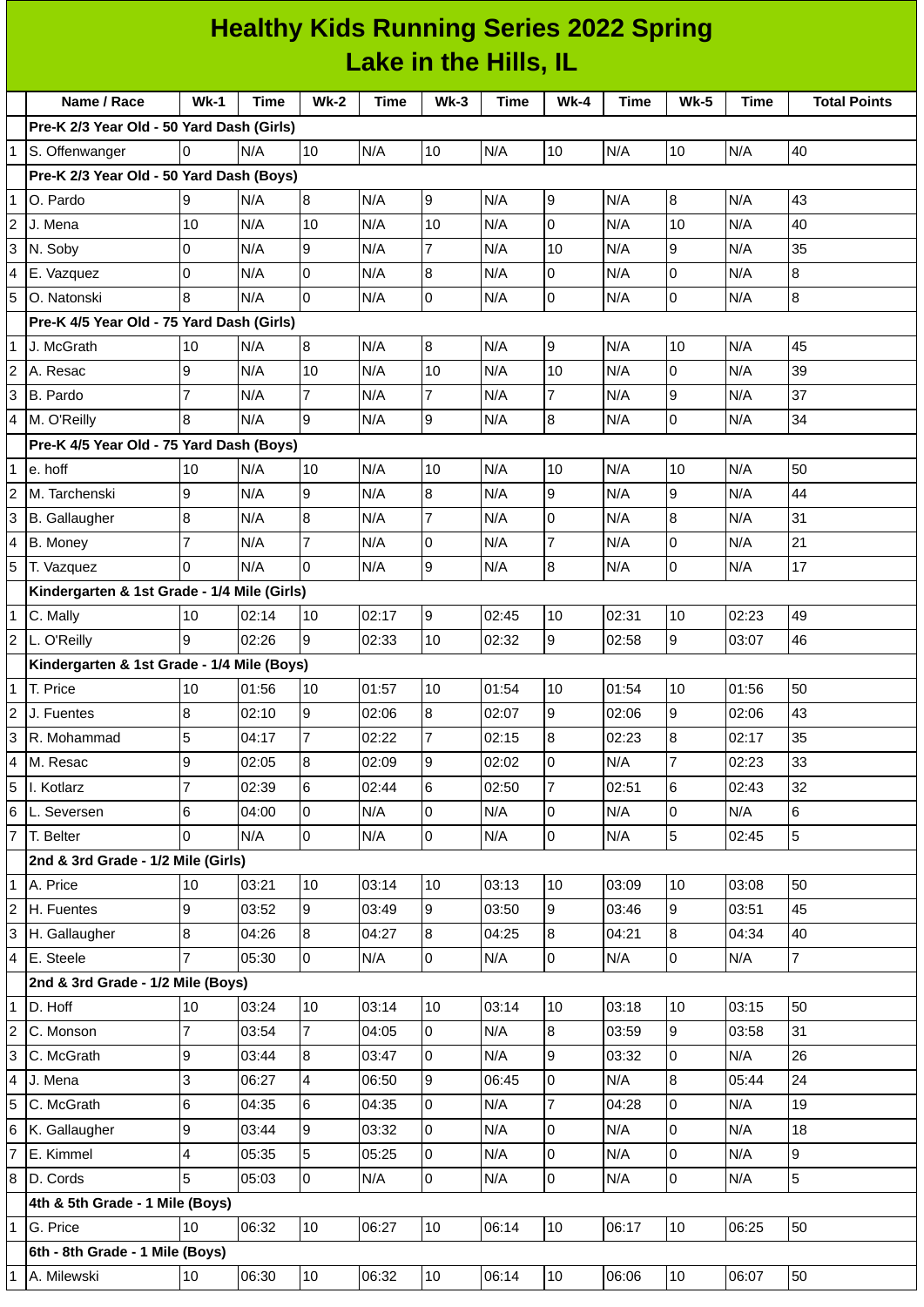# Healthy Kids Running Series 2022 Spring
## Lake in the Hills, IL

| | Name / Race | Wk-1 | Time | Wk-2 | Time | Wk-3 | Time | Wk-4 | Time | Wk-5 | Time | Total Points |
|---|---|---|---|---|---|---|---|---|---|---|---|---|
| | **Pre-K 2/3 Year Old - 50 Yard Dash (Girls)** | | | | | | | | | | | |
| 1 | S. Offenwanger | 0 | N/A | 10 | N/A | 10 | N/A | 10 | N/A | 10 | N/A | 40 |
| | **Pre-K 2/3 Year Old - 50 Yard Dash (Boys)** | | | | | | | | | | | |
| 1 | O. Pardo | 9 | N/A | 8 | N/A | 9 | N/A | 9 | N/A | 8 | N/A | 43 |
| 2 | J. Mena | 10 | N/A | 10 | N/A | 10 | N/A | 0 | N/A | 10 | N/A | 40 |
| 3 | N. Soby | 0 | N/A | 9 | N/A | 7 | N/A | 10 | N/A | 9 | N/A | 35 |
| 4 | E. Vazquez | 0 | N/A | 0 | N/A | 8 | N/A | 0 | N/A | 0 | N/A | 8 |
| 5 | O. Natonski | 8 | N/A | 0 | N/A | 0 | N/A | 0 | N/A | 0 | N/A | 8 |
| | **Pre-K 4/5 Year Old - 75 Yard Dash (Girls)** | | | | | | | | | | | |
| 1 | J. McGrath | 10 | N/A | 8 | N/A | 8 | N/A | 9 | N/A | 10 | N/A | 45 |
| 2 | A. Resac | 9 | N/A | 10 | N/A | 10 | N/A | 10 | N/A | 0 | N/A | 39 |
| 3 | B. Pardo | 7 | N/A | 7 | N/A | 7 | N/A | 7 | N/A | 9 | N/A | 37 |
| 4 | M. O'Reilly | 8 | N/A | 9 | N/A | 9 | N/A | 8 | N/A | 0 | N/A | 34 |
| | **Pre-K 4/5 Year Old - 75 Yard Dash (Boys)** | | | | | | | | | | | |
| 1 | e. hoff | 10 | N/A | 10 | N/A | 10 | N/A | 10 | N/A | 10 | N/A | 50 |
| 2 | M. Tarchenski | 9 | N/A | 9 | N/A | 8 | N/A | 9 | N/A | 9 | N/A | 44 |
| 3 | B. Gallaugher | 8 | N/A | 8 | N/A | 7 | N/A | 0 | N/A | 8 | N/A | 31 |
| 4 | B. Money | 7 | N/A | 7 | N/A | 0 | N/A | 7 | N/A | 0 | N/A | 21 |
| 5 | T. Vazquez | 0 | N/A | 0 | N/A | 9 | N/A | 8 | N/A | 0 | N/A | 17 |
| | **Kindergarten & 1st Grade - 1/4 Mile (Girls)** | | | | | | | | | | | |
| 1 | C. Mally | 10 | 02:14 | 10 | 02:17 | 9 | 02:45 | 10 | 02:31 | 10 | 02:23 | 49 |
| 2 | L. O'Reilly | 9 | 02:26 | 9 | 02:33 | 10 | 02:32 | 9 | 02:58 | 9 | 03:07 | 46 |
| | **Kindergarten & 1st Grade - 1/4 Mile (Boys)** | | | | | | | | | | | |
| 1 | T. Price | 10 | 01:56 | 10 | 01:57 | 10 | 01:54 | 10 | 01:54 | 10 | 01:56 | 50 |
| 2 | J. Fuentes | 8 | 02:10 | 9 | 02:06 | 8 | 02:07 | 9 | 02:06 | 9 | 02:06 | 43 |
| 3 | R. Mohammad | 5 | 04:17 | 7 | 02:22 | 7 | 02:15 | 8 | 02:23 | 8 | 02:17 | 35 |
| 4 | M. Resac | 9 | 02:05 | 8 | 02:09 | 9 | 02:02 | 0 | N/A | 7 | 02:23 | 33 |
| 5 | I. Kotlarz | 7 | 02:39 | 6 | 02:44 | 6 | 02:50 | 7 | 02:51 | 6 | 02:43 | 32 |
| 6 | L. Seversen | 6 | 04:00 | 0 | N/A | 0 | N/A | 0 | N/A | 0 | N/A | 6 |
| 7 | T. Belter | 0 | N/A | 0 | N/A | 0 | N/A | 0 | N/A | 5 | 02:45 | 5 |
| | **2nd & 3rd Grade - 1/2 Mile (Girls)** | | | | | | | | | | | |
| 1 | A. Price | 10 | 03:21 | 10 | 03:14 | 10 | 03:13 | 10 | 03:09 | 10 | 03:08 | 50 |
| 2 | H. Fuentes | 9 | 03:52 | 9 | 03:49 | 9 | 03:50 | 9 | 03:46 | 9 | 03:51 | 45 |
| 3 | H. Gallaugher | 8 | 04:26 | 8 | 04:27 | 8 | 04:25 | 8 | 04:21 | 8 | 04:34 | 40 |
| 4 | E. Steele | 7 | 05:30 | 0 | N/A | 0 | N/A | 0 | N/A | 0 | N/A | 7 |
| | **2nd & 3rd Grade - 1/2 Mile (Boys)** | | | | | | | | | | | |
| 1 | D. Hoff | 10 | 03:24 | 10 | 03:14 | 10 | 03:14 | 10 | 03:18 | 10 | 03:15 | 50 |
| 2 | C. Monson | 7 | 03:54 | 7 | 04:05 | 0 | N/A | 8 | 03:59 | 9 | 03:58 | 31 |
| 3 | C. McGrath | 9 | 03:44 | 8 | 03:47 | 0 | N/A | 9 | 03:32 | 0 | N/A | 26 |
| 4 | J. Mena | 3 | 06:27 | 4 | 06:50 | 9 | 06:45 | 0 | N/A | 8 | 05:44 | 24 |
| 5 | C. McGrath | 6 | 04:35 | 6 | 04:35 | 0 | N/A | 7 | 04:28 | 0 | N/A | 19 |
| 6 | K. Gallaugher | 9 | 03:44 | 9 | 03:32 | 0 | N/A | 0 | N/A | 0 | N/A | 18 |
| 7 | E. Kimmel | 4 | 05:35 | 5 | 05:25 | 0 | N/A | 0 | N/A | 0 | N/A | 9 |
| 8 | D. Cords | 5 | 05:03 | 0 | N/A | 0 | N/A | 0 | N/A | 0 | N/A | 5 |
| | **4th & 5th Grade - 1 Mile (Boys)** | | | | | | | | | | | |
| 1 | G. Price | 10 | 06:32 | 10 | 06:27 | 10 | 06:14 | 10 | 06:17 | 10 | 06:25 | 50 |
| | **6th - 8th Grade - 1 Mile (Boys)** | | | | | | | | | | | |
| 1 | A. Milewski | 10 | 06:30 | 10 | 06:32 | 10 | 06:14 | 10 | 06:06 | 10 | 06:07 | 50 |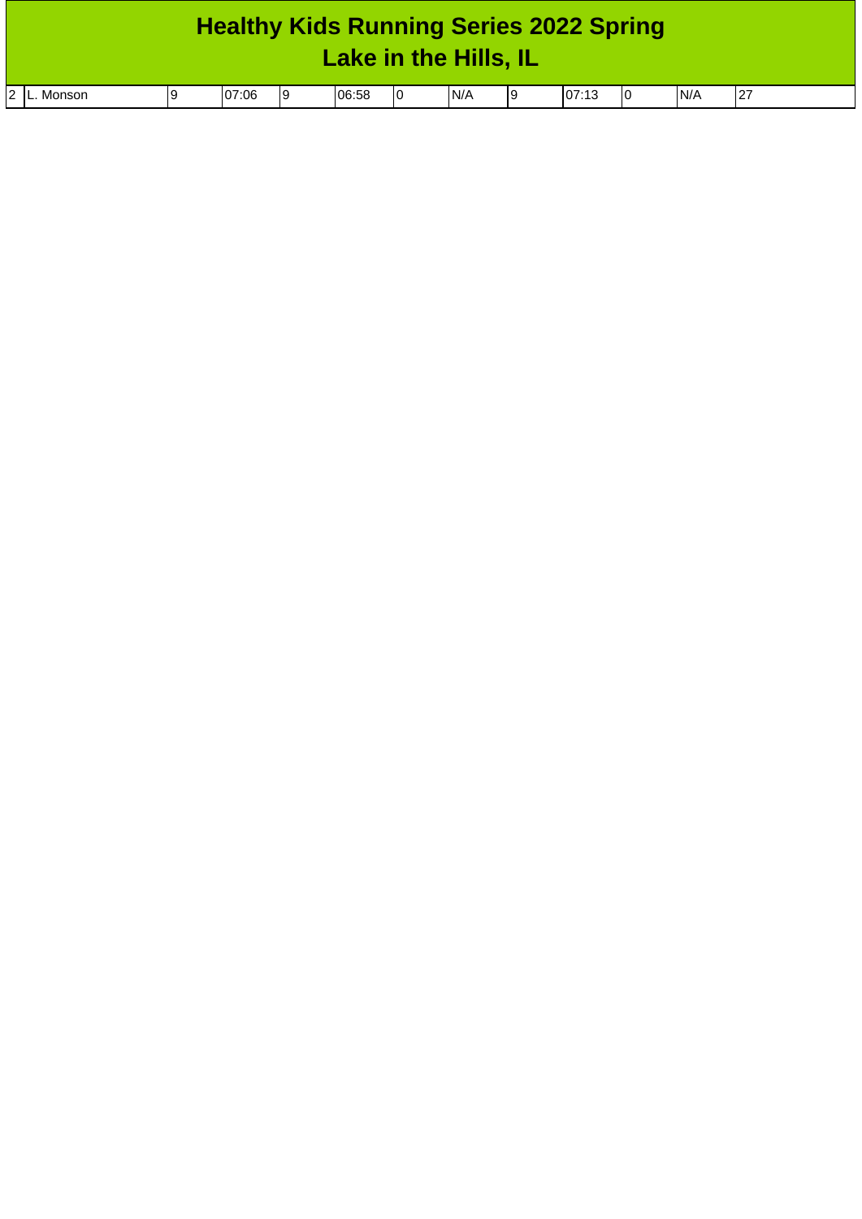# Healthy Kids Running Series 2022 Spring
## Lake in the Hills, IL

| | | | | | | | | | | | | |
|---|---|---|---|---|---|---|---|---|---|---|---|---|
| 2 | L. Monson | 9 | 07:06 | 9 | 06:58 | 0 | N/A | 9 | 07:13 | 0 | N/A | 27 |